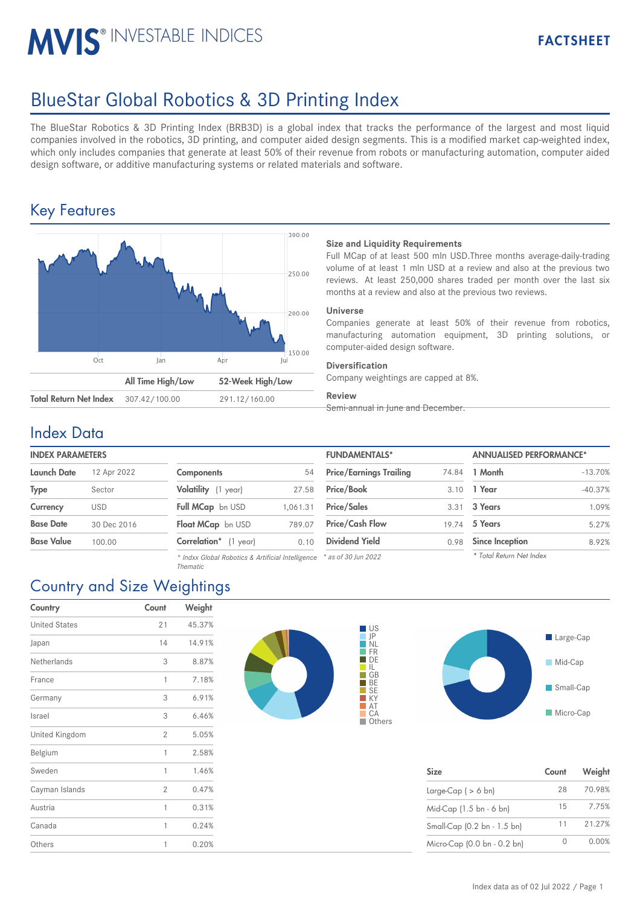# BlueStar Global Robotics & 3D Printing Index

The BlueStar Robotics & 3D Printing Index (BRB3D) is a global index that tracks the performance of the largest and most liquid companies involved in the robotics, 3D printing, and computer aided design segments. This is a modified market cap-weighted index, which only includes companies that generate at least 50% of their revenue from robots or manufacturing automation, computer aided design software, or additive manufacturing systems or related materials and software.

## Key Features

| | All Time High/Low | 52-Week High/Low |
|---|---|---|
| Total Return Net Index | 307.42/100.00 | 291.12/160.00 |

### Size and Liquidity Requirements

Full MCap of at least 500 mln USD.Three months average-daily-trading volume of at least 1 mln USD at a review and also at the previous two reviews. At least 250,000 shares traded per month over the last six months at a review and also at the previous two reviews.

### Universe

Companies generate at least 50% of their revenue from robotics, manufacturing automation equipment, 3D printing solutions, or computer-aided design software.

### Diversification

Company weightings are capped at 8%.

### Review

Semi-annual in June and December.

## Index Data

**INDEX PARAMETERS**

| | |
|---|---|
| Launch Date | 12 Apr 2022 |
| Type | Sector |
| Currency | USD |
| Base Date | 30 Dec 2016 |
| Base Value | 100.00 |

| | |
|---|---|
| Components | 54 |
| Volatility (1 year) | 27.58 |
| Full MCap bn USD | 1,061.31 |
| Float MCap bn USD | 789.07 |
| Correlation* (1 year) | 0.10 |

*\* Indxx Global Robotics & Artificial Intelligence Thematic*

**FUNDAMENTALS***

| | |
|---|---|
| Price/Earnings Trailing | 74.84 |
| Price/Book | 3.10 |
| Price/Sales | 3.31 |
| Price/Cash Flow | 19.74 |
| Dividend Yield | 0.98 |

*\* as of 30 Jun 2022*

**ANNUALISED PERFORMANCE***

| | |
|---|---|
| 1 Month | -13.70% |
| 1 Year | -40.37% |
| 3 Years | 1.09% |
| 5 Years | 5.27% |
| Since Inception | 8.92% |

*\* Total Return Net Index*

## Country and Size Weightings

| Country | Count | Weight |
|---|---|---|
| United States | 21 | 45.37% |
| Japan | 14 | 14.91% |
| Netherlands | 3 | 8.87% |
| France | 1 | 7.18% |
| Germany | 3 | 6.91% |
| Israel | 3 | 6.46% |
| United Kingdom | 2 | 5.05% |
| Belgium | 1 | 2.58% |
| Sweden | 1 | 1.46% |
| Cayman Islands | 2 | 0.47% |
| Austria | 1 | 0.31% |
| Canada | 1 | 0.24% |
| Others | 1 | 0.20% |

| Size | Count | Weight |
|---|---|---|
| Large-Cap ( > 6 bn) | 28 | 70.98% |
| Mid-Cap (1.5 bn - 6 bn) | 15 | 7.75% |
| Small-Cap (0.2 bn - 1.5 bn) | 11 | 21.27% |
| Micro-Cap (0.0 bn - 0.2 bn) | 0 | 0.00% |

Index data as of 02 Jul 2022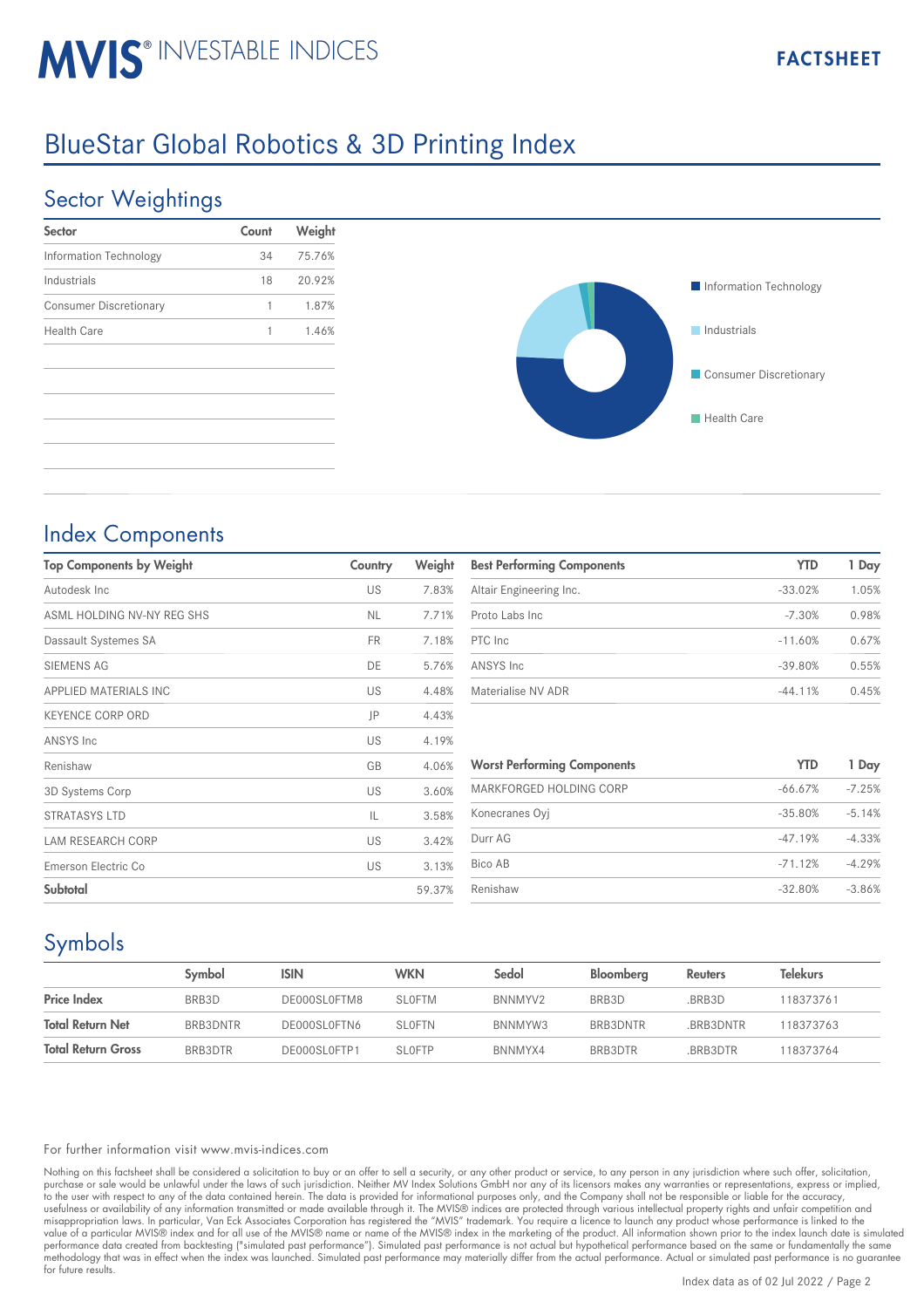# MVIS® INVESTABLE INDICES

**FACTSHEET**

# BlueStar Global Robotics & 3D Printing Index

## Sector Weightings

| Sector | Count | Weight |
|---|---|---|
| Information Technology | 34 | 75.76% |
| Industrials | 18 | 20.92% |
| Consumer Discretionary | 1 | 1.87% |
| Health Care | 1 | 1.46% |

Information Technology
Industrials
Consumer Discretionary
Health Care

## Index Components

| Top Components by Weight | Country | Weight |
|---|---|---|
| Autodesk Inc | US | 7.83% |
| ASML HOLDING NV-NY REG SHS | NL | 7.71% |
| Dassault Systemes SA | FR | 7.18% |
| SIEMENS AG | DE | 5.76% |
| APPLIED MATERIALS INC | US | 4.48% |
| KEYENCE CORP ORD | JP | 4.43% |
| ANSYS Inc | US | 4.19% |
| Renishaw | GB | 4.06% |
| 3D Systems Corp | US | 3.60% |
| STRATASYS LTD | IL | 3.58% |
| LAM RESEARCH CORP | US | 3.42% |
| Emerson Electric Co | US | 3.13% |
| **Subtotal** | | 59.37% |

| Best Performing Components | YTD | 1 Day |
|---|---|---|
| Altair Engineering Inc. | -33.02% | 1.05% |
| Proto Labs Inc | -7.30% | 0.98% |
| PTC Inc | -11.60% | 0.67% |
| ANSYS Inc | -39.80% | 0.55% |
| Materialise NV ADR | -44.11% | 0.45% |

| Worst Performing Components | YTD | 1 Day |
|---|---|---|
| MARKFORGED HOLDING CORP | -66.67% | -7.25% |
| Konecranes Oyj | -35.80% | -5.14% |
| Durr AG | -47.19% | -4.33% |
| Bico AB | -71.12% | -4.29% |
| Renishaw | -32.80% | -3.86% |

## Symbols

| | Symbol | ISIN | WKN | Sedol | Bloomberg | Reuters | Telekurs |
|---|---|---|---|---|---|---|---|
| **Price Index** | BRB3D | DE000SL0FTM8 | SL0FTM | BNNMYV2 | BRB3D | .BRB3D | 118373761 |
| **Total Return Net** | BRB3DNTR | DE000SL0FTN6 | SL0FTN | BNNMYW3 | BRB3DNTR | .BRB3DNTR | 118373763 |
| **Total Return Gross** | BRB3DTR | DE000SL0FTP1 | SL0FTP | BNNMYX4 | BRB3DTR | .BRB3DTR | 118373764 |

For further information visit www.mvis-indices.com

Nothing on this factsheet shall be considered a solicitation to buy or an offer to sell a security, or any other product or service, to any person in any jurisdiction where such offer, solicitation, purchase or sale would be unlawful under the laws of such jurisdiction. Neither MV Index Solutions GmbH nor any of its licensors makes any warranties or representations, express or implied, to the user with respect to any of the data contained herein. The data is provided for informational purposes only, and the Company shall not be responsible or liable for the accuracy, usefulness or availability of any information transmitted or made available through it. The MVIS® indices are protected through various intellectual property rights and unfair competition and misappropriation laws. In particular, Van Eck Associates Corporation has registered the "MVIS" trademark. You require a licence to launch any product whose performance is linked to the value of a particular MVIS® index and for all use of the MVIS® name or name of the MVIS® index in the marketing of the product. All information shown prior to the index launch date is simulated performance data created from backtesting ("simulated past performance"). Simulated past performance is not actual but hypothetical performance based on the same or fundamentally the same methodology that was in effect when the index was launched. Simulated past performance may materially differ from the actual performance. Actual or simulated past performance is no guarantee for future results.

Index data as of 02 Jul 2022